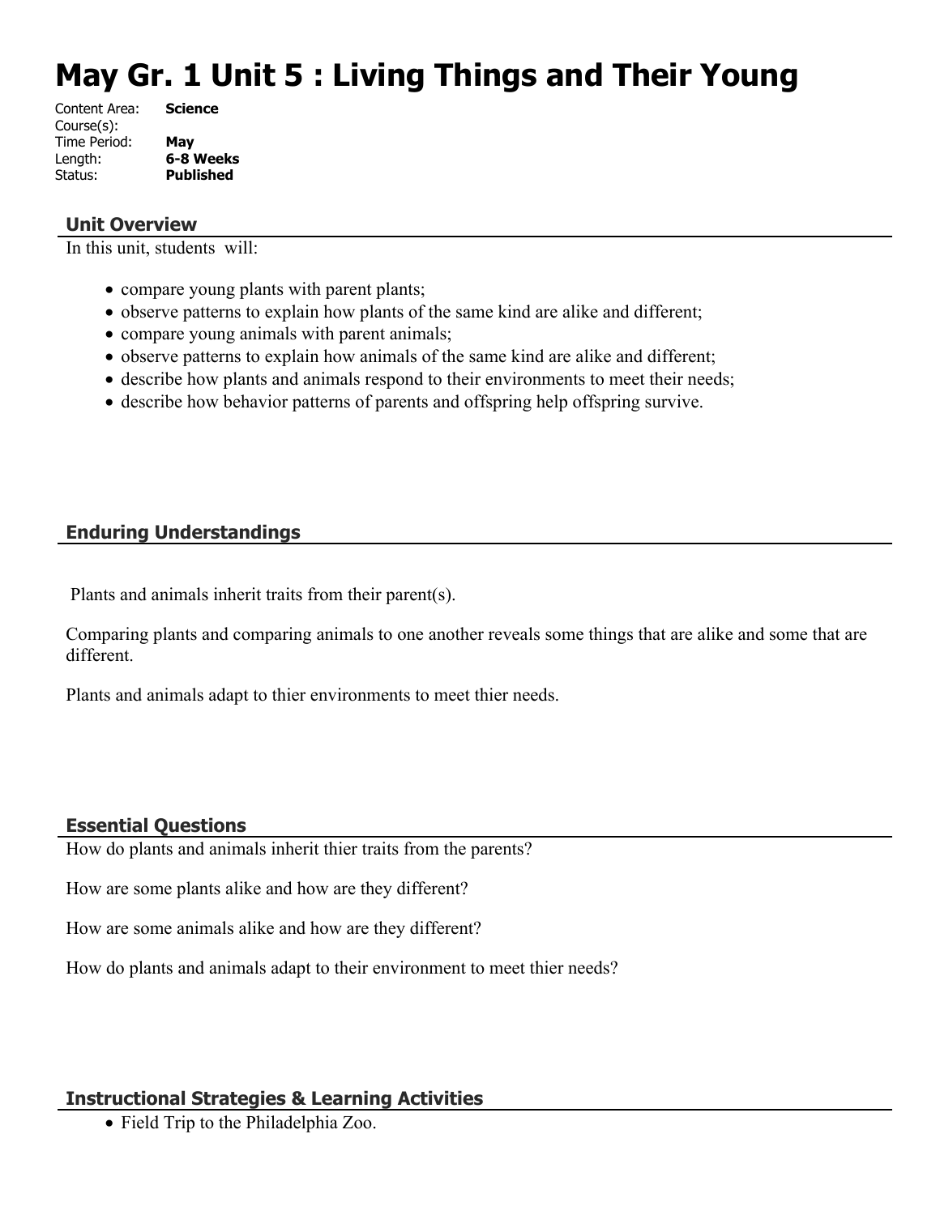# May Gr. 1 Unit 5 : Living Things and Their Young

Content Area: **Science**
Course(s):
Time Period: **May**
Length: **6-8 Weeks**
Status: **Published**

## Unit Overview

In this unit, students will:

- compare young plants with parent plants;
- observe patterns to explain how plants of the same kind are alike and different;
- compare young animals with parent animals;
- observe patterns to explain how animals of the same kind are alike and different;
- describe how plants and animals respond to their environments to meet their needs;
- describe how behavior patterns of parents and offspring help offspring survive.

## Enduring Understandings

Plants and animals inherit traits from their parent(s).

Comparing plants and comparing animals to one another reveals some things that are alike and some that are different.

Plants and animals adapt to thier environments to meet thier needs.

## Essential Questions

How do plants and animals inherit thier traits from the parents?

How are some plants alike and how are they different?

How are some animals alike and how are they different?

How do plants and animals adapt to their environment to meet thier needs?

## Instructional Strategies & Learning Activities

- Field Trip to the Philadelphia Zoo.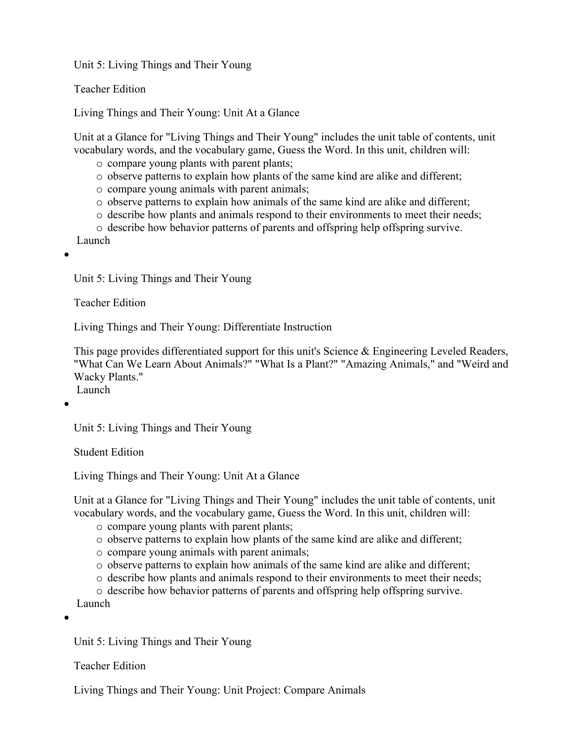Unit 5: Living Things and Their Young

Teacher Edition

Living Things and Their Young: Unit At a Glance

Unit at a Glance for "Living Things and Their Young" includes the unit table of contents, unit vocabulary words, and the vocabulary game, Guess the Word. In this unit, children will:

- compare young plants with parent plants;
- observe patterns to explain how plants of the same kind are alike and different;
- compare young animals with parent animals;
- observe patterns to explain how animals of the same kind are alike and different;
- describe how plants and animals respond to their environments to meet their needs;
- describe how behavior patterns of parents and offspring help offspring survive.

Launch

- Unit 5: Living Things and Their Young

  Teacher Edition

  Living Things and Their Young: Differentiate Instruction

  This page provides differentiated support for this unit's Science & Engineering Leveled Readers, "What Can We Learn About Animals?" "What Is a Plant?" "Amazing Animals," and "Weird and Wacky Plants."

  Launch

- Unit 5: Living Things and Their Young

  Student Edition

  Living Things and Their Young: Unit At a Glance

  Unit at a Glance for "Living Things and Their Young" includes the unit table of contents, unit vocabulary words, and the vocabulary game, Guess the Word. In this unit, children will:

  - compare young plants with parent plants;
  - observe patterns to explain how plants of the same kind are alike and different;
  - compare young animals with parent animals;
  - observe patterns to explain how animals of the same kind are alike and different;
  - describe how plants and animals respond to their environments to meet their needs;
  - describe how behavior patterns of parents and offspring help offspring survive.

  Launch

- Unit 5: Living Things and Their Young

  Teacher Edition

  Living Things and Their Young: Unit Project: Compare Animals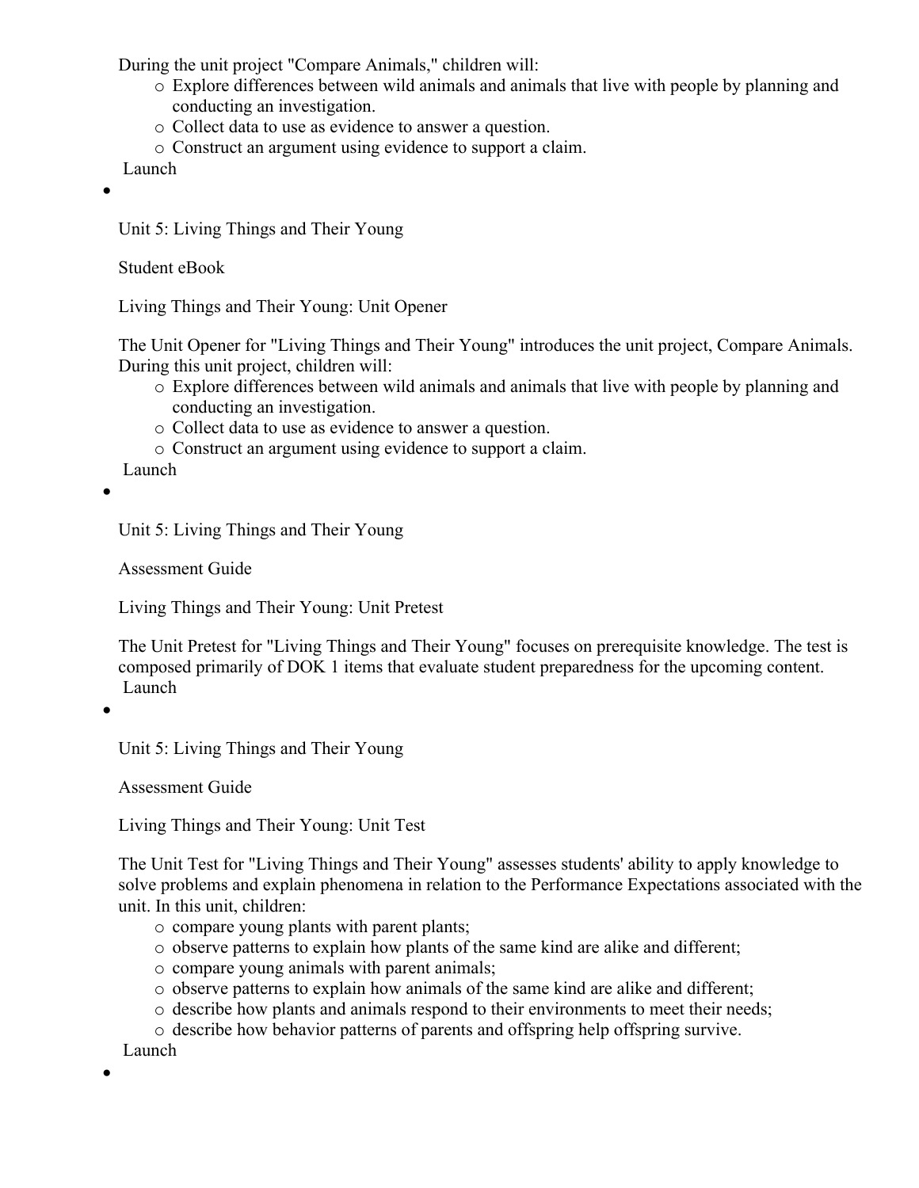During the unit project "Compare Animals," children will:

- Explore differences between wild animals and animals that live with people by planning and conducting an investigation.
- Collect data to use as evidence to answer a question.
- Construct an argument using evidence to support a claim.

Launch

- Unit 5: Living Things and Their Young

  Student eBook

  Living Things and Their Young: Unit Opener

  The Unit Opener for "Living Things and Their Young" introduces the unit project, Compare Animals. During this unit project, children will:

  - Explore differences between wild animals and animals that live with people by planning and conducting an investigation.
  - Collect data to use as evidence to answer a question.
  - Construct an argument using evidence to support a claim.

  Launch

- Unit 5: Living Things and Their Young

  Assessment Guide

  Living Things and Their Young: Unit Pretest

  The Unit Pretest for "Living Things and Their Young" focuses on prerequisite knowledge. The test is composed primarily of DOK 1 items that evaluate student preparedness for the upcoming content.

  Launch

- Unit 5: Living Things and Their Young

  Assessment Guide

  Living Things and Their Young: Unit Test

  The Unit Test for "Living Things and Their Young" assesses students' ability to apply knowledge to solve problems and explain phenomena in relation to the Performance Expectations associated with the unit. In this unit, children:

  - compare young plants with parent plants;
  - observe patterns to explain how plants of the same kind are alike and different;
  - compare young animals with parent animals;
  - observe patterns to explain how animals of the same kind are alike and different;
  - describe how plants and animals respond to their environments to meet their needs;
  - describe how behavior patterns of parents and offspring help offspring survive.

  Launch

-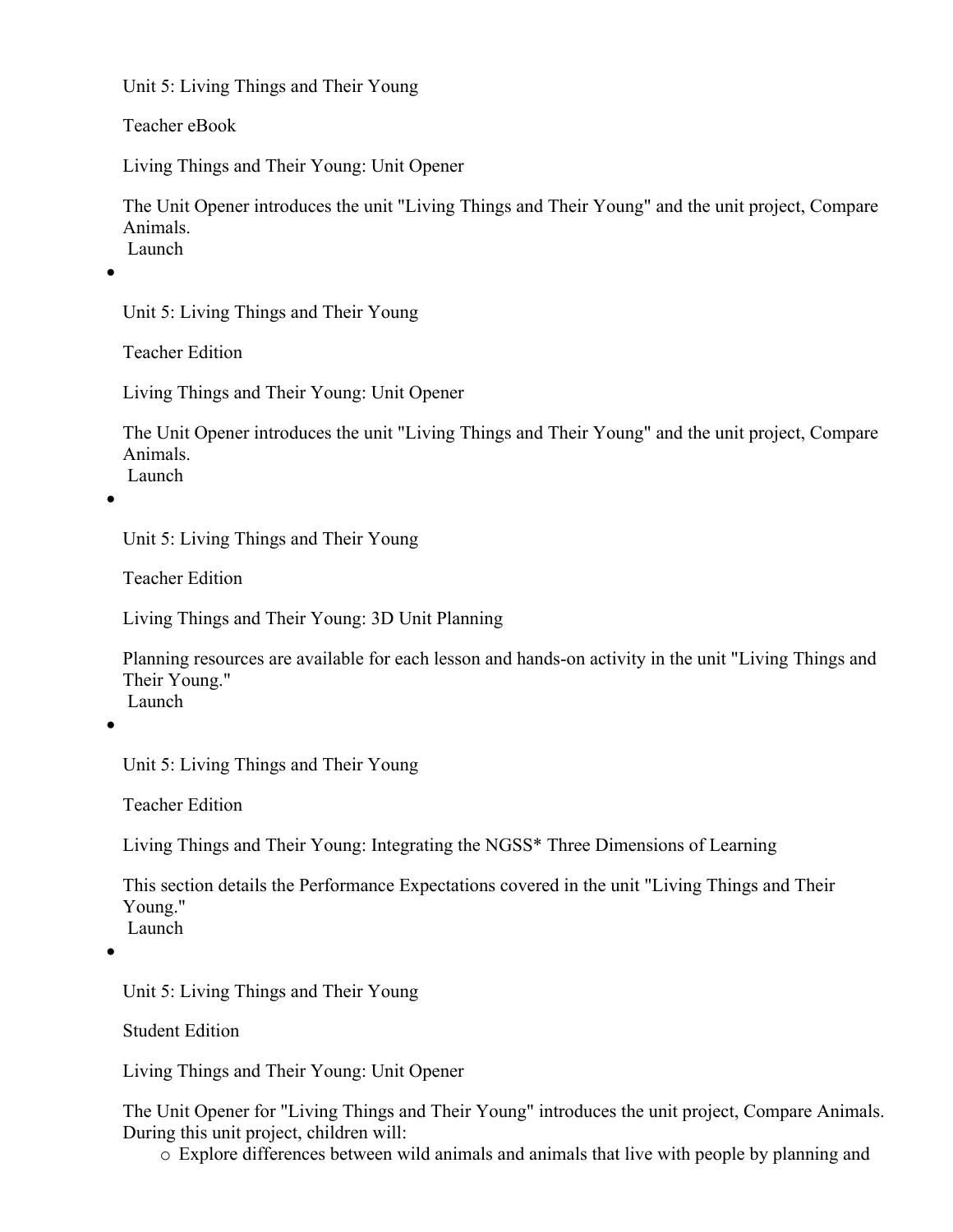Unit 5: Living Things and Their Young

Teacher eBook

Living Things and Their Young: Unit Opener

The Unit Opener introduces the unit "Living Things and Their Young" and the unit project, Compare Animals.
Launch

- Unit 5: Living Things and Their Young

  Teacher Edition

  Living Things and Their Young: Unit Opener

  The Unit Opener introduces the unit "Living Things and Their Young" and the unit project, Compare Animals.
  Launch

- Unit 5: Living Things and Their Young

  Teacher Edition

  Living Things and Their Young: 3D Unit Planning

  Planning resources are available for each lesson and hands-on activity in the unit "Living Things and Their Young."
  Launch

- Unit 5: Living Things and Their Young

  Teacher Edition

  Living Things and Their Young: Integrating the NGSS* Three Dimensions of Learning

  This section details the Performance Expectations covered in the unit "Living Things and Their Young."
  Launch

- Unit 5: Living Things and Their Young

  Student Edition

  Living Things and Their Young: Unit Opener

  The Unit Opener for "Living Things and Their Young" introduces the unit project, Compare Animals. During this unit project, children will:
    - Explore differences between wild animals and animals that live with people by planning and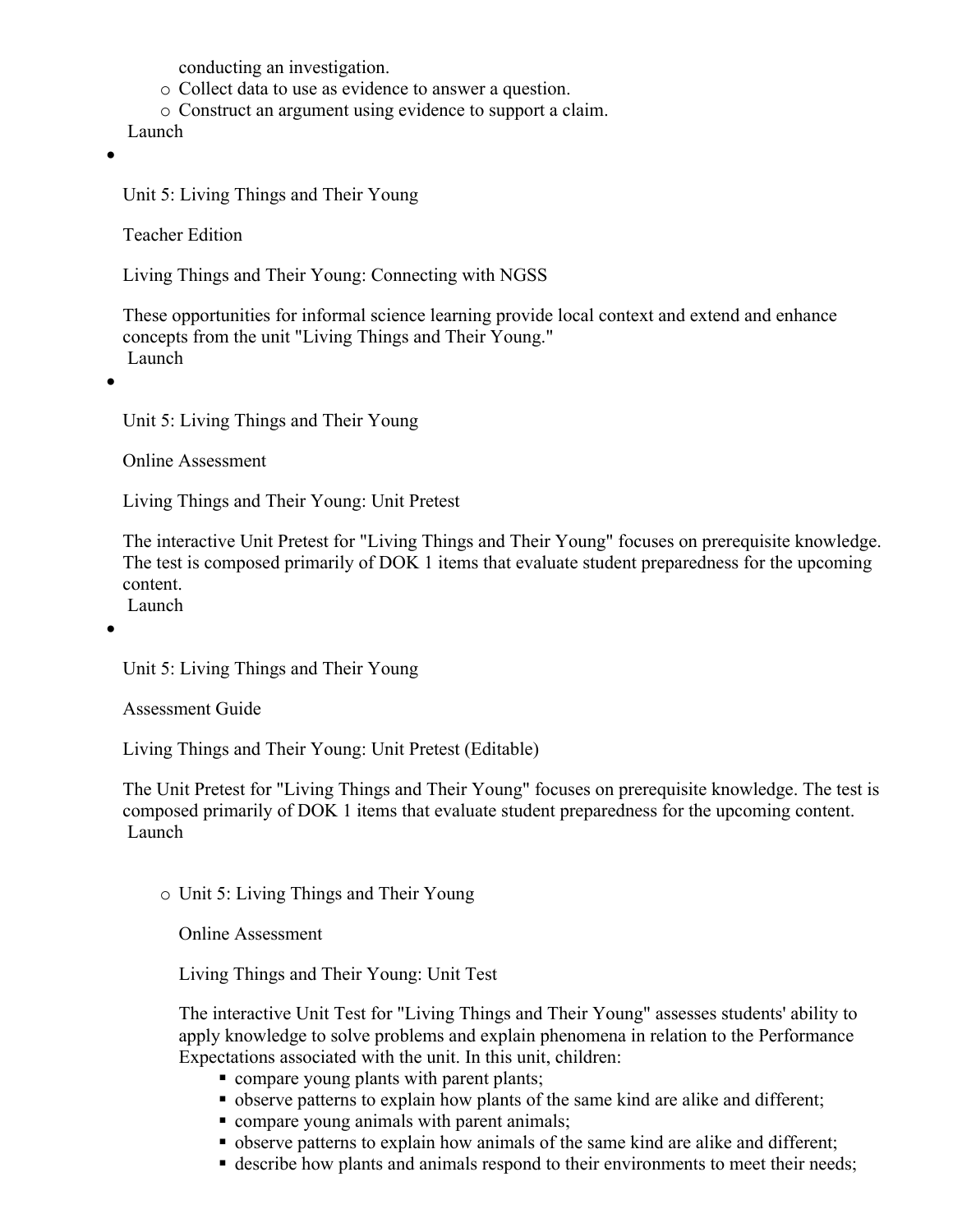conducting an investigation.
  - Collect data to use as evidence to answer a question.
  - Construct an argument using evidence to support a claim.

Launch

- Unit 5: Living Things and Their Young

  Teacher Edition

  Living Things and Their Young: Connecting with NGSS

  These opportunities for informal science learning provide local context and extend and enhance concepts from the unit "Living Things and Their Young."

  Launch

- Unit 5: Living Things and Their Young

  Online Assessment

  Living Things and Their Young: Unit Pretest

  The interactive Unit Pretest for "Living Things and Their Young" focuses on prerequisite knowledge. The test is composed primarily of DOK 1 items that evaluate student preparedness for the upcoming content.

  Launch

- Unit 5: Living Things and Their Young

  Assessment Guide

  Living Things and Their Young: Unit Pretest (Editable)

  The Unit Pretest for "Living Things and Their Young" focuses on prerequisite knowledge. The test is composed primarily of DOK 1 items that evaluate student preparedness for the upcoming content.

  Launch

  - Unit 5: Living Things and Their Young

    Online Assessment

    Living Things and Their Young: Unit Test

    The interactive Unit Test for "Living Things and Their Young" assesses students' ability to apply knowledge to solve problems and explain phenomena in relation to the Performance Expectations associated with the unit. In this unit, children:

    - compare young plants with parent plants;
    - observe patterns to explain how plants of the same kind are alike and different;
    - compare young animals with parent animals;
    - observe patterns to explain how animals of the same kind are alike and different;
    - describe how plants and animals respond to their environments to meet their needs;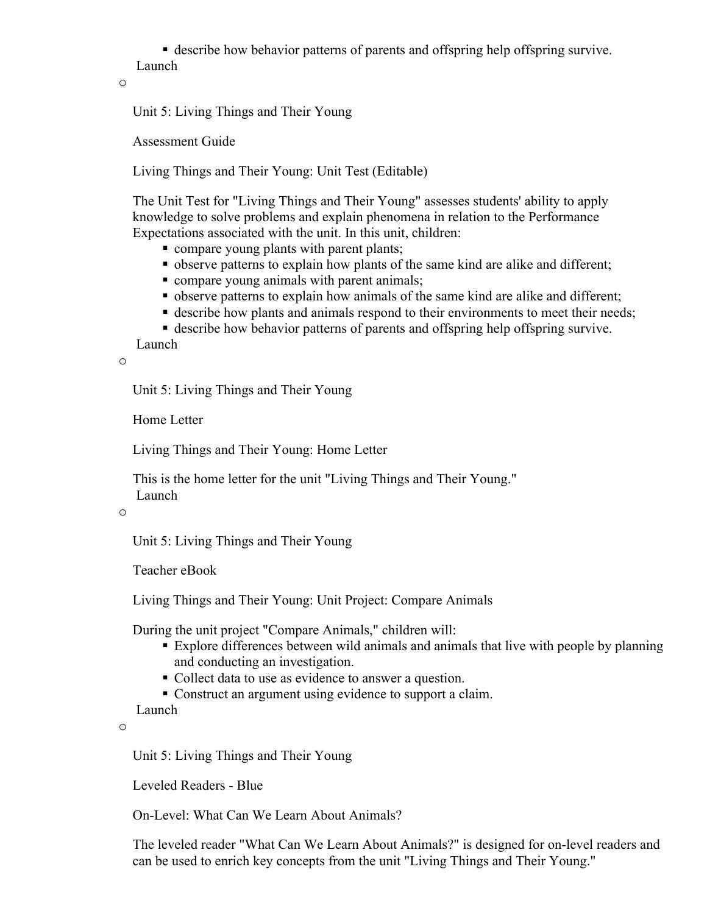- describe how behavior patterns of parents and offspring help offspring survive.

Launch

- Unit 5: Living Things and Their Young

  Assessment Guide

  Living Things and Their Young: Unit Test (Editable)

  The Unit Test for "Living Things and Their Young" assesses students' ability to apply knowledge to solve problems and explain phenomena in relation to the Performance Expectations associated with the unit. In this unit, children:
  - compare young plants with parent plants;
  - observe patterns to explain how plants of the same kind are alike and different;
  - compare young animals with parent animals;
  - observe patterns to explain how animals of the same kind are alike and different;
  - describe how plants and animals respond to their environments to meet their needs;
  - describe how behavior patterns of parents and offspring help offspring survive.

  Launch

- Unit 5: Living Things and Their Young

  Home Letter

  Living Things and Their Young: Home Letter

  This is the home letter for the unit "Living Things and Their Young."

  Launch

- Unit 5: Living Things and Their Young

  Teacher eBook

  Living Things and Their Young: Unit Project: Compare Animals

  During the unit project "Compare Animals," children will:
  - Explore differences between wild animals and animals that live with people by planning and conducting an investigation.
  - Collect data to use as evidence to answer a question.
  - Construct an argument using evidence to support a claim.

  Launch

- Unit 5: Living Things and Their Young

  Leveled Readers - Blue

  On-Level: What Can We Learn About Animals?

  The leveled reader "What Can We Learn About Animals?" is designed for on-level readers and can be used to enrich key concepts from the unit "Living Things and Their Young."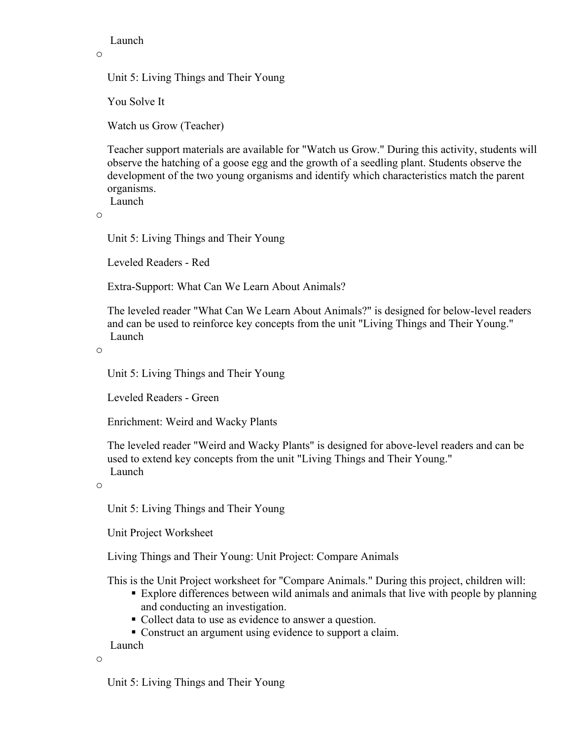Launch

o

Unit 5: Living Things and Their Young

You Solve It

Watch us Grow (Teacher)

Teacher support materials are available for "Watch us Grow." During this activity, students will observe the hatching of a goose egg and the growth of a seedling plant. Students observe the development of the two young organisms and identify which characteristics match the parent organisms.

Launch

o

Unit 5: Living Things and Their Young

Leveled Readers - Red

Extra-Support: What Can We Learn About Animals?

The leveled reader "What Can We Learn About Animals?" is designed for below-level readers and can be used to reinforce key concepts from the unit "Living Things and Their Young."

Launch

o

Unit 5: Living Things and Their Young

Leveled Readers - Green

Enrichment: Weird and Wacky Plants

The leveled reader "Weird and Wacky Plants" is designed for above-level readers and can be used to extend key concepts from the unit "Living Things and Their Young."

Launch

o

Unit 5: Living Things and Their Young

Unit Project Worksheet

Living Things and Their Young: Unit Project: Compare Animals

This is the Unit Project worksheet for "Compare Animals." During this project, children will:

- Explore differences between wild animals and animals that live with people by planning and conducting an investigation.
- Collect data to use as evidence to answer a question.
- Construct an argument using evidence to support a claim.

Launch

o

Unit 5: Living Things and Their Young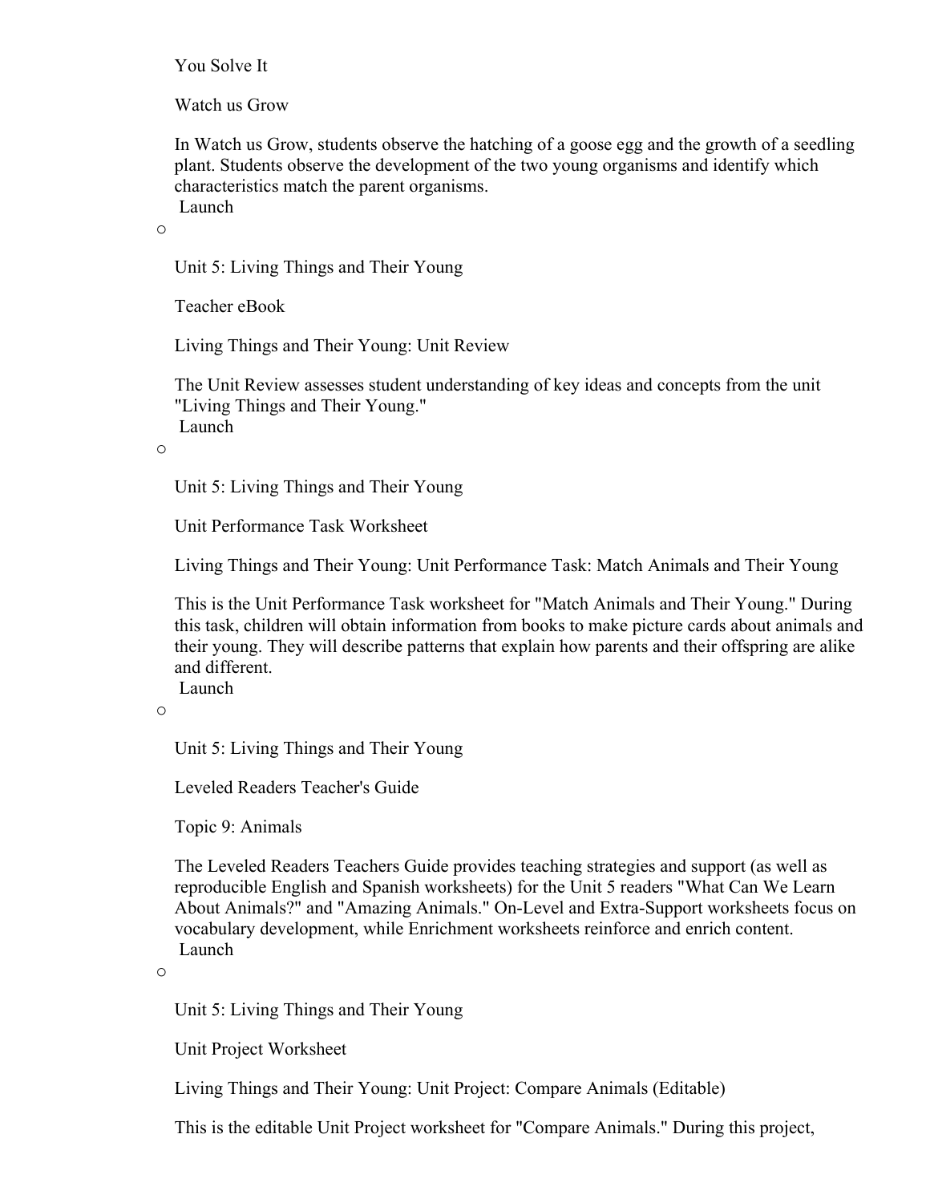You Solve It

Watch us Grow

In Watch us Grow, students observe the hatching of a goose egg and the growth of a seedling plant. Students observe the development of the two young organisms and identify which characteristics match the parent organisms.

Launch

- Unit 5: Living Things and Their Young

  Teacher eBook

  Living Things and Their Young: Unit Review

  The Unit Review assesses student understanding of key ideas and concepts from the unit "Living Things and Their Young."

  Launch

- Unit 5: Living Things and Their Young

  Unit Performance Task Worksheet

  Living Things and Their Young: Unit Performance Task: Match Animals and Their Young

  This is the Unit Performance Task worksheet for "Match Animals and Their Young." During this task, children will obtain information from books to make picture cards about animals and their young. They will describe patterns that explain how parents and their offspring are alike and different.

  Launch

- Unit 5: Living Things and Their Young

  Leveled Readers Teacher's Guide

  Topic 9: Animals

  The Leveled Readers Teachers Guide provides teaching strategies and support (as well as reproducible English and Spanish worksheets) for the Unit 5 readers "What Can We Learn About Animals?" and "Amazing Animals." On-Level and Extra-Support worksheets focus on vocabulary development, while Enrichment worksheets reinforce and enrich content.

  Launch

- Unit 5: Living Things and Their Young

  Unit Project Worksheet

  Living Things and Their Young: Unit Project: Compare Animals (Editable)

  This is the editable Unit Project worksheet for "Compare Animals." During this project,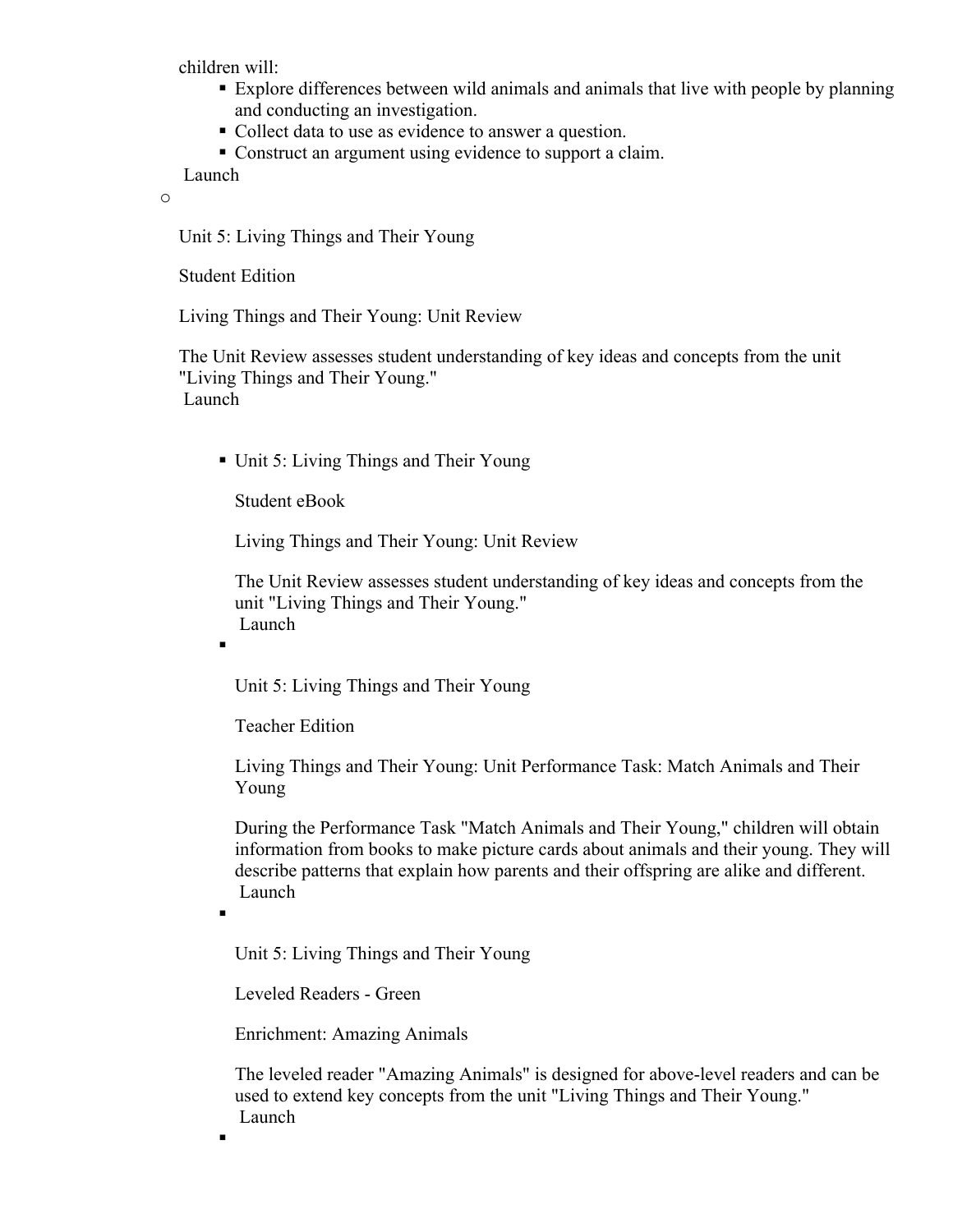children will:

- Explore differences between wild animals and animals that live with people by planning and conducting an investigation.
- Collect data to use as evidence to answer a question.
- Construct an argument using evidence to support a claim.

Launch

Unit 5: Living Things and Their Young

Student Edition

Living Things and Their Young: Unit Review

The Unit Review assesses student understanding of key ideas and concepts from the unit "Living Things and Their Young."
Launch

- Unit 5: Living Things and Their Young

  Student eBook

  Living Things and Their Young: Unit Review

  The Unit Review assesses student understanding of key ideas and concepts from the unit "Living Things and Their Young."
  Launch

- Unit 5: Living Things and Their Young

  Teacher Edition

  Living Things and Their Young: Unit Performance Task: Match Animals and Their Young

  During the Performance Task "Match Animals and Their Young," children will obtain information from books to make picture cards about animals and their young. They will describe patterns that explain how parents and their offspring are alike and different.
  Launch

- Unit 5: Living Things and Their Young

  Leveled Readers - Green

  Enrichment: Amazing Animals

  The leveled reader "Amazing Animals" is designed for above-level readers and can be used to extend key concepts from the unit "Living Things and Their Young."
  Launch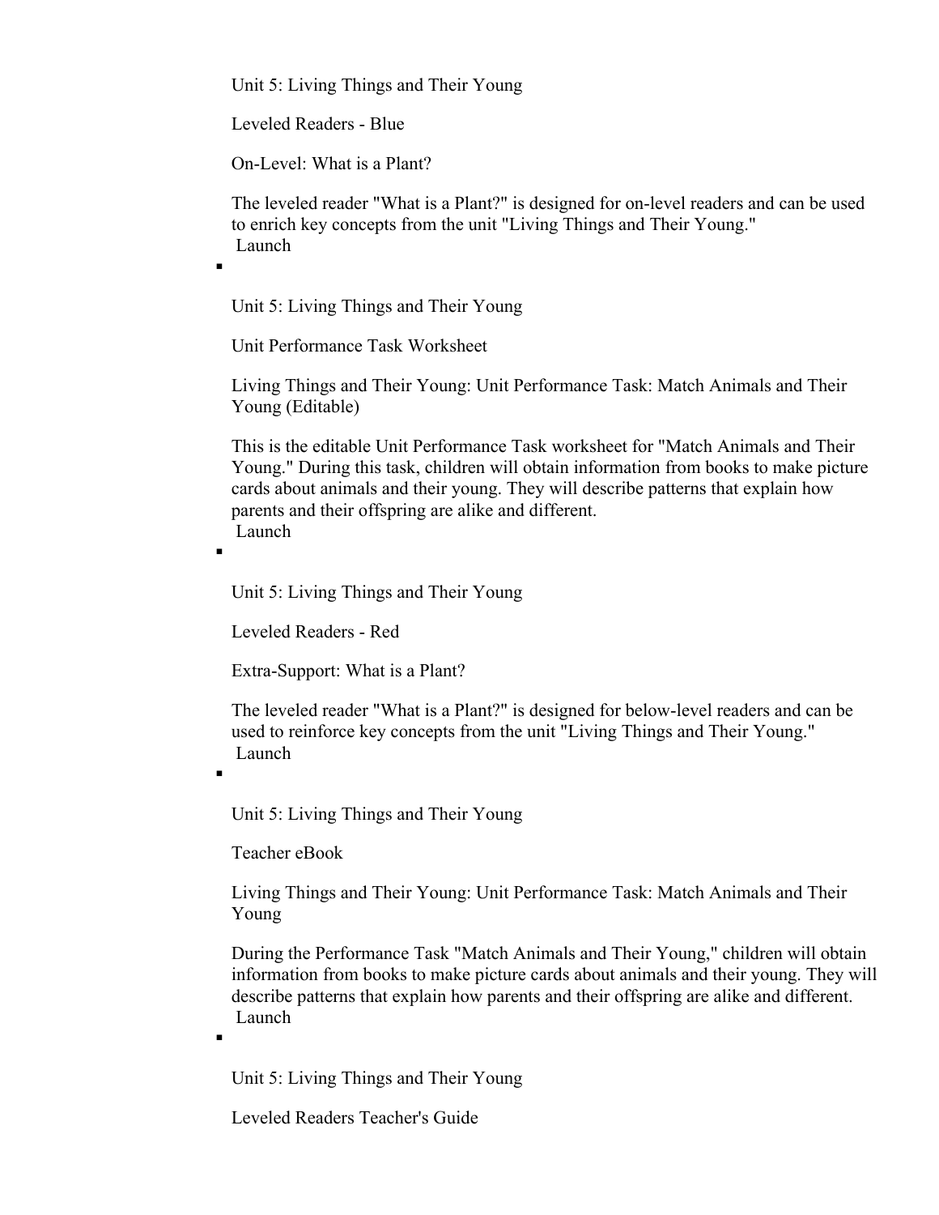Unit 5: Living Things and Their Young

Leveled Readers - Blue

On-Level: What is a Plant?

The leveled reader "What is a Plant?" is designed for on-level readers and can be used to enrich key concepts from the unit "Living Things and Their Young."
Launch

- Unit 5: Living Things and Their Young

  Unit Performance Task Worksheet

  Living Things and Their Young: Unit Performance Task: Match Animals and Their Young (Editable)

  This is the editable Unit Performance Task worksheet for "Match Animals and Their Young." During this task, children will obtain information from books to make picture cards about animals and their young. They will describe patterns that explain how parents and their offspring are alike and different.
  Launch

- Unit 5: Living Things and Their Young

  Leveled Readers - Red

  Extra-Support: What is a Plant?

  The leveled reader "What is a Plant?" is designed for below-level readers and can be used to reinforce key concepts from the unit "Living Things and Their Young."
  Launch

- Unit 5: Living Things and Their Young

  Teacher eBook

  Living Things and Their Young: Unit Performance Task: Match Animals and Their Young

  During the Performance Task "Match Animals and Their Young," children will obtain information from books to make picture cards about animals and their young. They will describe patterns that explain how parents and their offspring are alike and different.
  Launch

- Unit 5: Living Things and Their Young

  Leveled Readers Teacher's Guide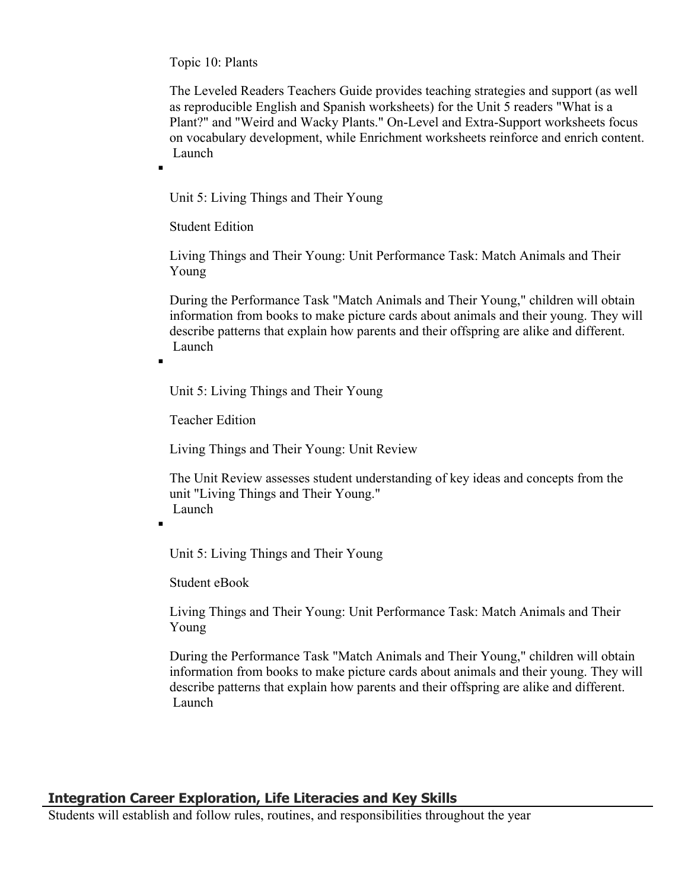Topic 10: Plants

The Leveled Readers Teachers Guide provides teaching strategies and support (as well as reproducible English and Spanish worksheets) for the Unit 5 readers "What is a Plant?" and "Weird and Wacky Plants." On-Level and Extra-Support worksheets focus on vocabulary development, while Enrichment worksheets reinforce and enrich content.
Launch

- Unit 5: Living Things and Their Young

  Student Edition

  Living Things and Their Young: Unit Performance Task: Match Animals and Their Young

  During the Performance Task "Match Animals and Their Young," children will obtain information from books to make picture cards about animals and their young. They will describe patterns that explain how parents and their offspring are alike and different.
  Launch

- Unit 5: Living Things and Their Young

  Teacher Edition

  Living Things and Their Young: Unit Review

  The Unit Review assesses student understanding of key ideas and concepts from the unit "Living Things and Their Young."
  Launch

- Unit 5: Living Things and Their Young

  Student eBook

  Living Things and Their Young: Unit Performance Task: Match Animals and Their Young

  During the Performance Task "Match Animals and Their Young," children will obtain information from books to make picture cards about animals and their young. They will describe patterns that explain how parents and their offspring are alike and different.
  Launch

## Integration Career Exploration, Life Literacies and Key Skills

Students will establish and follow rules, routines, and responsibilities throughout the year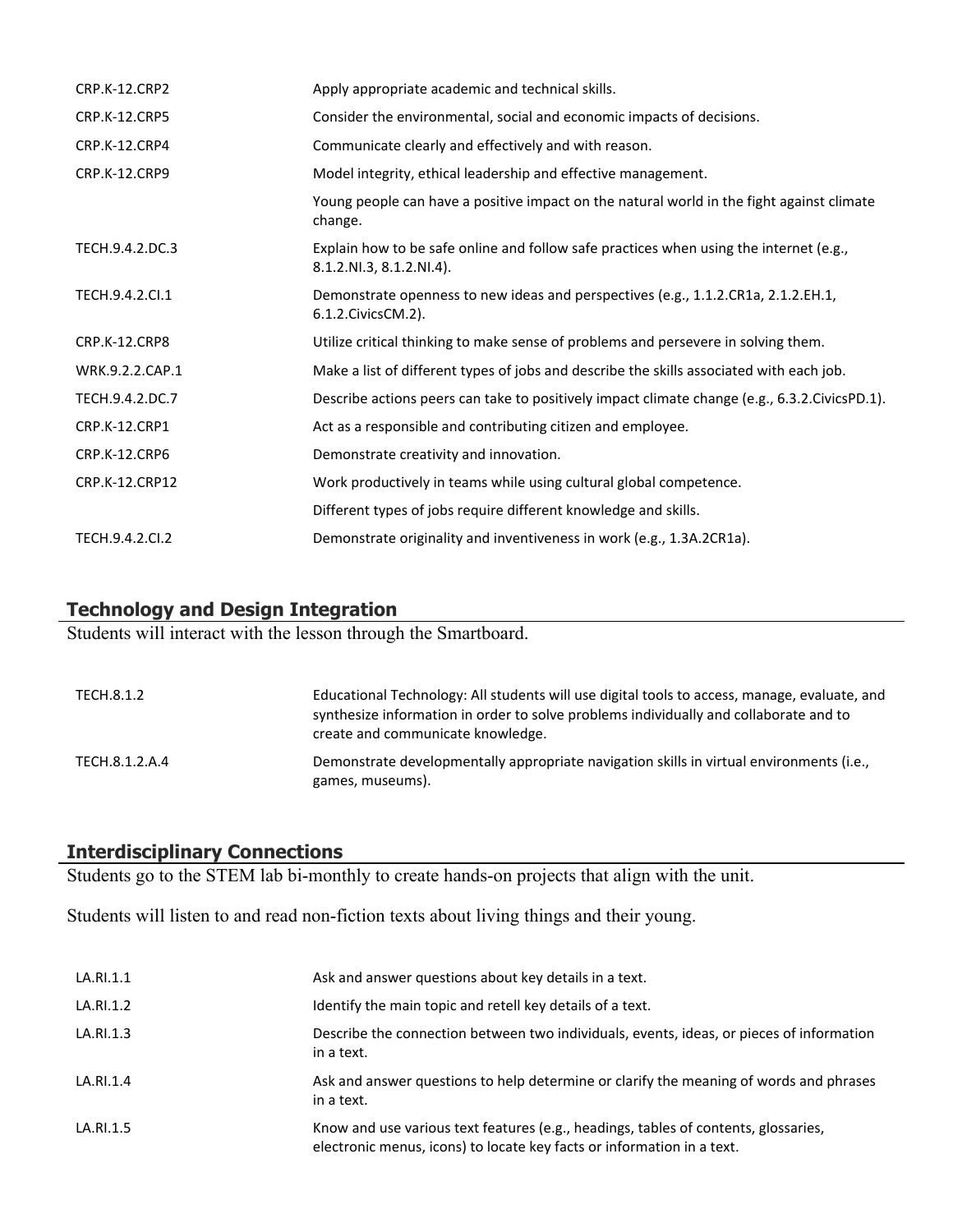| | |
|---|---|
| CRP.K-12.CRP2 | Apply appropriate academic and technical skills. |
| CRP.K-12.CRP5 | Consider the environmental, social and economic impacts of decisions. |
| CRP.K-12.CRP4 | Communicate clearly and effectively and with reason. |
| CRP.K-12.CRP9 | Model integrity, ethical leadership and effective management. |
| | Young people can have a positive impact on the natural world in the fight against climate change. |
| TECH.9.4.2.DC.3 | Explain how to be safe online and follow safe practices when using the internet (e.g., 8.1.2.NI.3, 8.1.2.NI.4). |
| TECH.9.4.2.CI.1 | Demonstrate openness to new ideas and perspectives (e.g., 1.1.2.CR1a, 2.1.2.EH.1, 6.1.2.CivicsCM.2). |
| CRP.K-12.CRP8 | Utilize critical thinking to make sense of problems and persevere in solving them. |
| WRK.9.2.2.CAP.1 | Make a list of different types of jobs and describe the skills associated with each job. |
| TECH.9.4.2.DC.7 | Describe actions peers can take to positively impact climate change (e.g., 6.3.2.CivicsPD.1). |
| CRP.K-12.CRP1 | Act as a responsible and contributing citizen and employee. |
| CRP.K-12.CRP6 | Demonstrate creativity and innovation. |
| CRP.K-12.CRP12 | Work productively in teams while using cultural global competence. |
| | Different types of jobs require different knowledge and skills. |
| TECH.9.4.2.CI.2 | Demonstrate originality and inventiveness in work (e.g., 1.3A.2CR1a). |

## Technology and Design Integration

Students will interact with the lesson through the Smartboard.

| | |
|---|---|
| TECH.8.1.2 | Educational Technology: All students will use digital tools to access, manage, evaluate, and synthesize information in order to solve problems individually and collaborate and to create and communicate knowledge. |
| TECH.8.1.2.A.4 | Demonstrate developmentally appropriate navigation skills in virtual environments (i.e., games, museums). |

## Interdisciplinary Connections

Students go to the STEM lab bi-monthly to create hands-on projects that align with the unit.

Students will listen to and read non-fiction texts about living things and their young.

| | |
|---|---|
| LA.RI.1.1 | Ask and answer questions about key details in a text. |
| LA.RI.1.2 | Identify the main topic and retell key details of a text. |
| LA.RI.1.3 | Describe the connection between two individuals, events, ideas, or pieces of information in a text. |
| LA.RI.1.4 | Ask and answer questions to help determine or clarify the meaning of words and phrases in a text. |
| LA.RI.1.5 | Know and use various text features (e.g., headings, tables of contents, glossaries, electronic menus, icons) to locate key facts or information in a text. |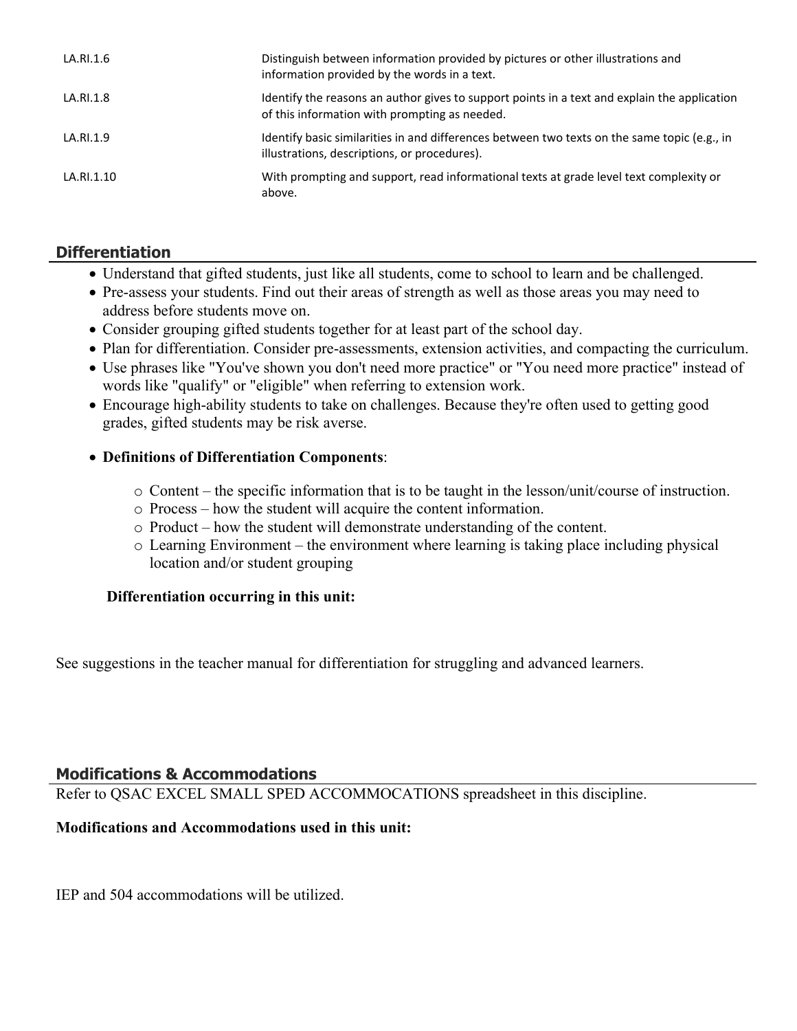| | |
|---|---|
| LA.RI.1.6 | Distinguish between information provided by pictures or other illustrations and information provided by the words in a text. |
| LA.RI.1.8 | Identify the reasons an author gives to support points in a text and explain the application of this information with prompting as needed. |
| LA.RI.1.9 | Identify basic similarities in and differences between two texts on the same topic (e.g., in illustrations, descriptions, or procedures). |
| LA.RI.1.10 | With prompting and support, read informational texts at grade level text complexity or above. |

## Differentiation

- Understand that gifted students, just like all students, come to school to learn and be challenged.
- Pre-assess your students. Find out their areas of strength as well as those areas you may need to address before students move on.
- Consider grouping gifted students together for at least part of the school day.
- Plan for differentiation. Consider pre-assessments, extension activities, and compacting the curriculum.
- Use phrases like "You've shown you don't need more practice" or "You need more practice" instead of words like "qualify" or "eligible" when referring to extension work.
- Encourage high-ability students to take on challenges. Because they're often used to getting good grades, gifted students may be risk averse.
- **Definitions of Differentiation Components**:
  - Content – the specific information that is to be taught in the lesson/unit/course of instruction.
  - Process – how the student will acquire the content information.
  - Product – how the student will demonstrate understanding of the content.
  - Learning Environment – the environment where learning is taking place including physical location and/or student grouping

**Differentiation occurring in this unit:**

See suggestions in the teacher manual for differentiation for struggling and advanced learners.

## Modifications & Accommodations

Refer to QSAC EXCEL SMALL SPED ACCOMMOCATIONS spreadsheet in this discipline.

**Modifications and Accommodations used in this unit:**

IEP and 504 accommodations will be utilized.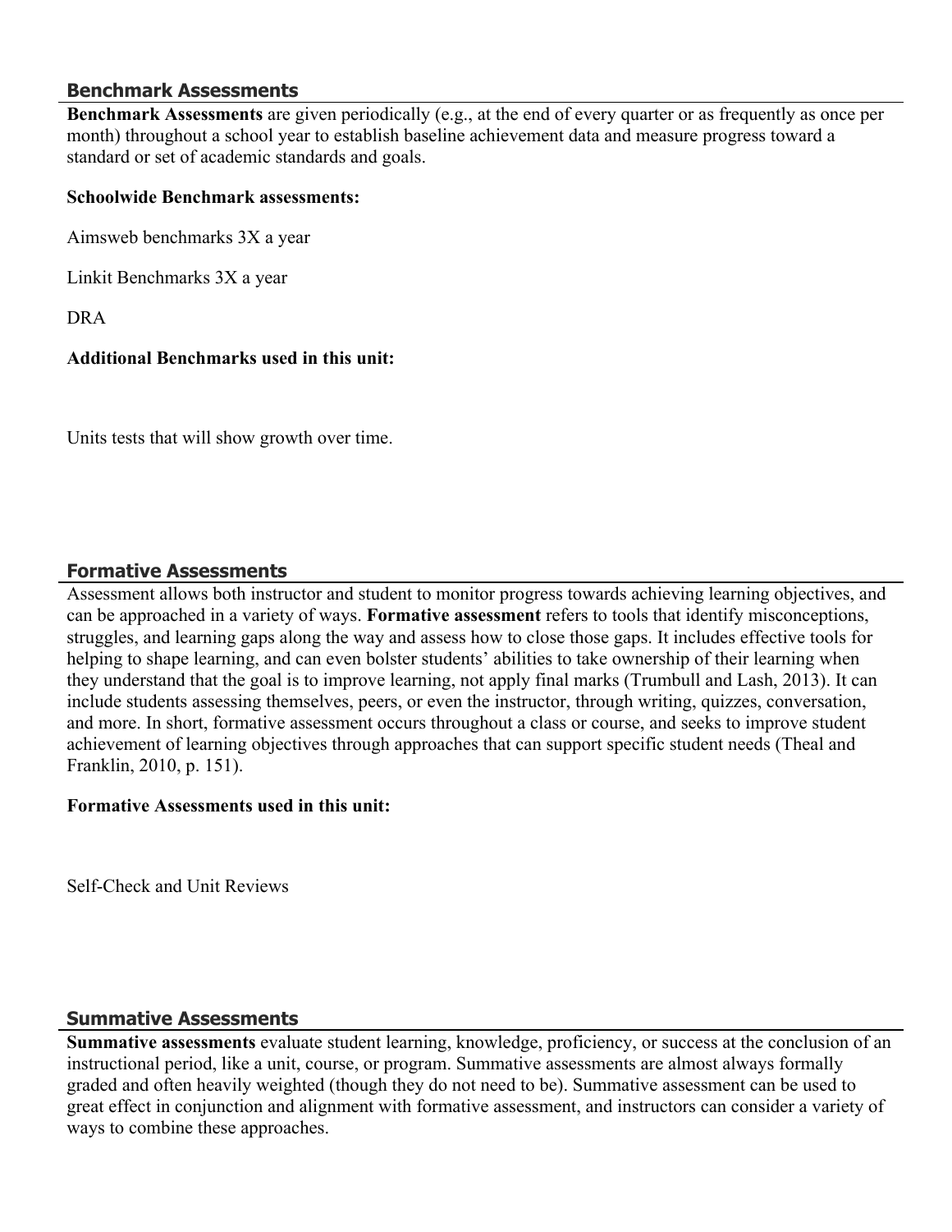## Benchmark Assessments

**Benchmark Assessments** are given periodically (e.g., at the end of every quarter or as frequently as once per month) throughout a school year to establish baseline achievement data and measure progress toward a standard or set of academic standards and goals.

**Schoolwide Benchmark assessments:**

Aimsweb benchmarks 3X a year

Linkit Benchmarks 3X a year

DRA

**Additional Benchmarks used in this unit:**

Units tests that will show growth over time.

## Formative Assessments

Assessment allows both instructor and student to monitor progress towards achieving learning objectives, and can be approached in a variety of ways. **Formative assessment** refers to tools that identify misconceptions, struggles, and learning gaps along the way and assess how to close those gaps. It includes effective tools for helping to shape learning, and can even bolster students' abilities to take ownership of their learning when they understand that the goal is to improve learning, not apply final marks (Trumbull and Lash, 2013). It can include students assessing themselves, peers, or even the instructor, through writing, quizzes, conversation, and more. In short, formative assessment occurs throughout a class or course, and seeks to improve student achievement of learning objectives through approaches that can support specific student needs (Theal and Franklin, 2010, p. 151).

**Formative Assessments used in this unit:**

Self-Check and Unit Reviews

## Summative Assessments

**Summative assessments** evaluate student learning, knowledge, proficiency, or success at the conclusion of an instructional period, like a unit, course, or program. Summative assessments are almost always formally graded and often heavily weighted (though they do not need to be). Summative assessment can be used to great effect in conjunction and alignment with formative assessment, and instructors can consider a variety of ways to combine these approaches.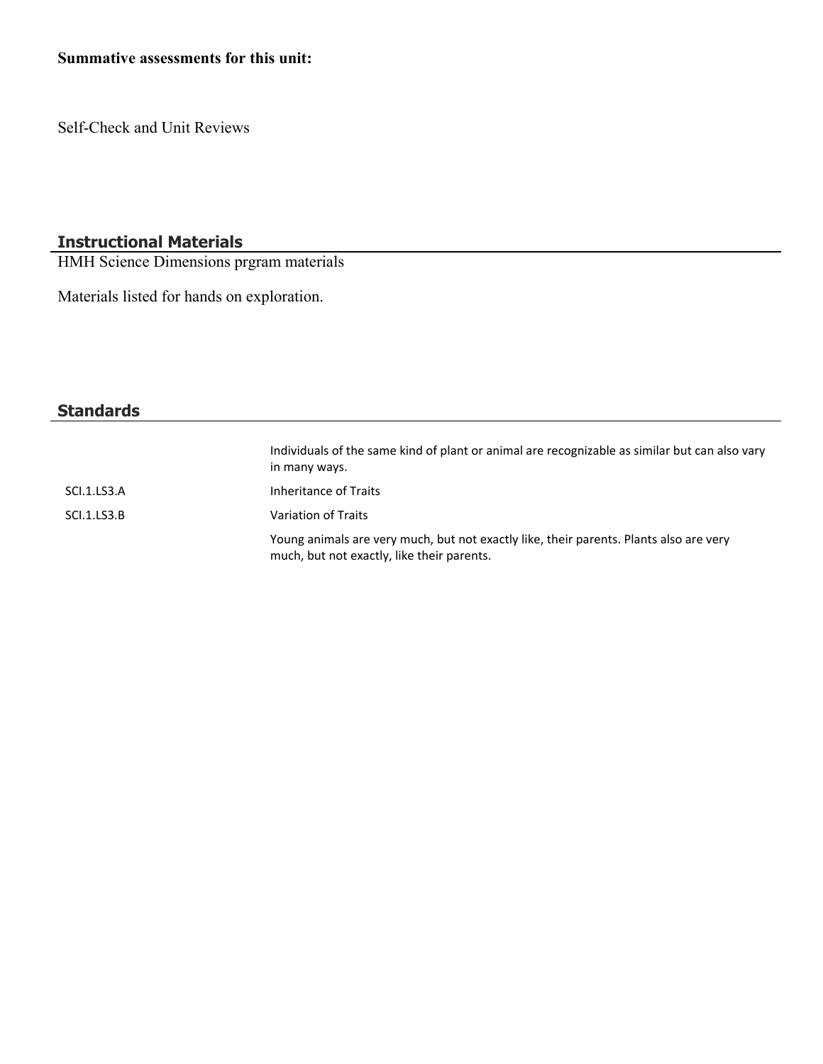**Summative assessments for this unit:**

Self-Check and Unit Reviews

## Instructional Materials

HMH Science Dimensions prgram materials

Materials listed for hands on exploration.

## Standards

| | |
|---|---|
| | Individuals of the same kind of plant or animal are recognizable as similar but can also vary in many ways. |
| SCI.1.LS3.A | Inheritance of Traits |
| SCI.1.LS3.B | Variation of Traits |
| | Young animals are very much, but not exactly like, their parents. Plants also are very much, but not exactly, like their parents. |